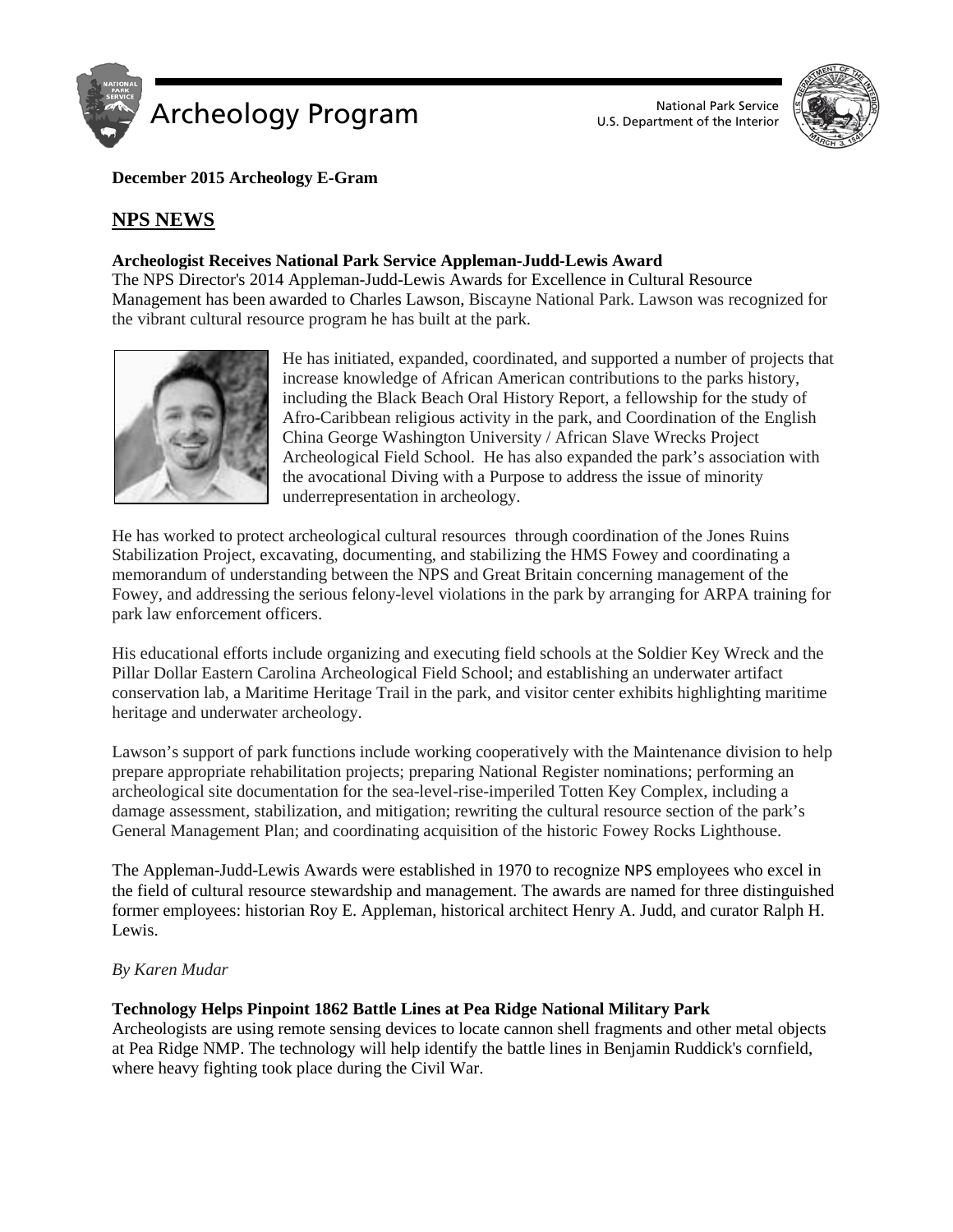**December 2015 Archeology E-Gram**

## NPS NEWS

**Archeologist Receives National Park Service Appleman-Judd-Lewis Award**

The NPS Director's 2014 Appleman-Judd-Lewis Awards for Excellence in Cultural Resource Management has been awarded to Charles Lawson, Biscayne National Park. Lawson was recognized for the vibrant cultural resource program he has built at the park.

He has initiated, expanded, coordinated, and supported a number of projects that increase knowledge of African American contributions to the parks history, including the Black Beach Oral History Report, a fellowship for the study of Afro-Caribbean religious activity in the park, and Coordination of the English China George Washington University / African Slave Wrecks Project Archeological Field School. He has also expanded the park's association with the avocational Diving with a Purpose to address the issue of minority underrepresentation in archeology.

He has worked to protect archeological cultural resources through coordination of the Jones Ruins Stabilization Project, excavating, documenting, and stabilizing the HMS Fowey and coordinating a memorandum of understanding between the NPS and Great Britain concerning management of the Fowey, and addressing the serious felony-level violations in the park by arranging for ARPA training for park law enforcement officers.

His educational efforts include organizing and executing field schools at the Soldier Key Wreck and the Pillar Dollar Eastern Carolina Archeological Field School; and establishing an underwater artifact conservation lab, a Maritime Heritage Trail in the park, and visitor center exhibits highlighting maritime heritage and underwater archeology.

Lawson's support of park functions include working cooperatively with the Maintenance division to help prepare appropriate rehabilitation projects; preparing National Register nominations; performing an archeological site documentation for the sea-level-rise-imperiled Totten Key Complex, including a damage assessment, stabilization, and mitigation; rewriting the cultural resource section of the park's General Management Plan; and coordinating acquisition of the historic Fowey Rocks Lighthouse.

The Appleman-Judd-Lewis Awards were established in 1970 to recognize NPS employees who excel in the field of cultural resource stewardship and management. The awards are named for three distinguished former employees: historian Roy E. Appleman, historical architect Henry A. Judd, and curator Ralph H. Lewis.

*By Karen Mudar*

**Technology Helps Pinpoint 1862 Battle Lines at Pea Ridge National Military Park**

Archeologists are using remote sensing devices to locate cannon shell fragments and other metal objects at Pea Ridge NMP. The technology will help identify the battle lines in Benjamin Ruddick's cornfield, where heavy fighting took place during the Civil War.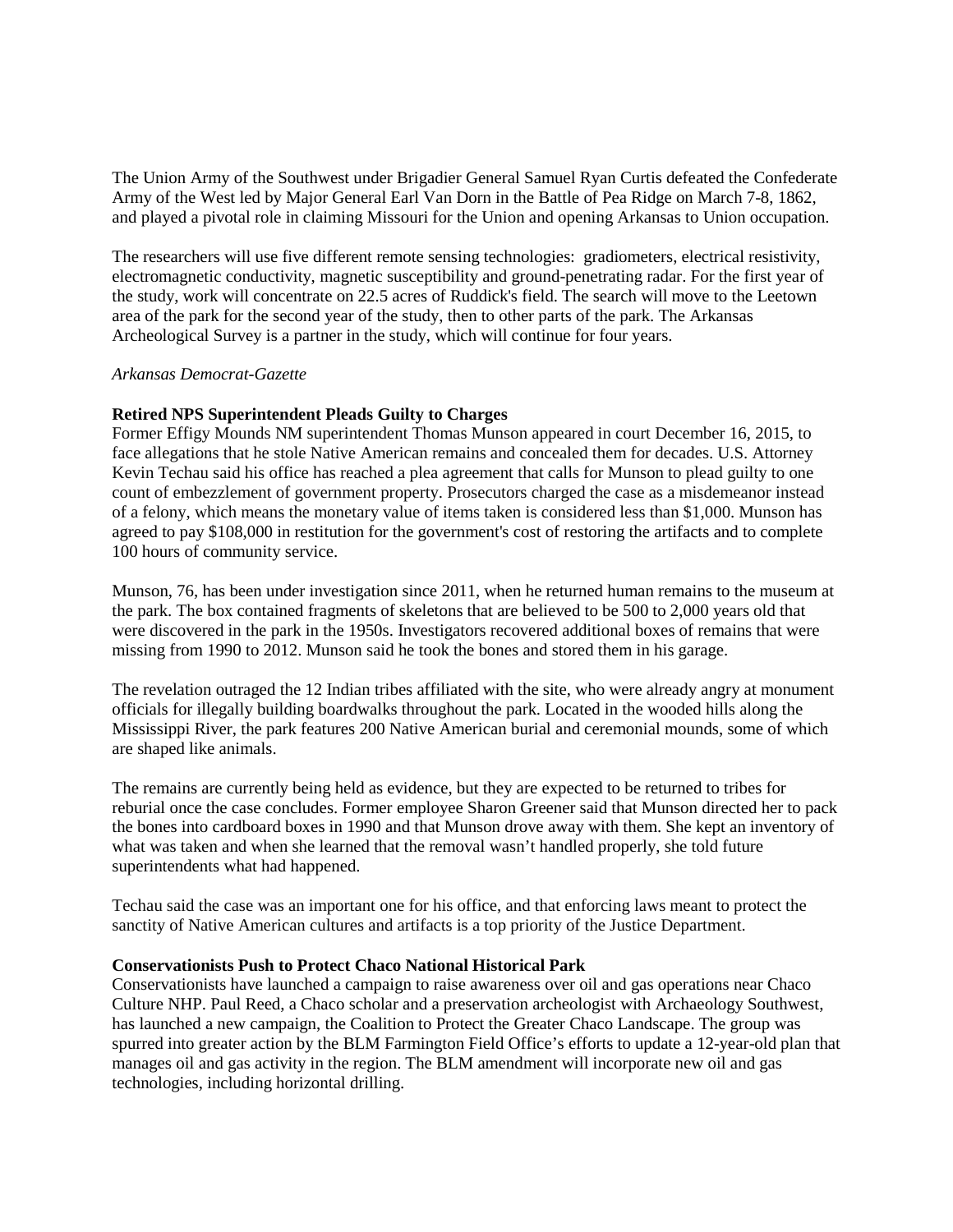The Union Army of the Southwest under Brigadier General Samuel Ryan Curtis defeated the Confederate Army of the West led by Major General Earl Van Dorn in the Battle of Pea Ridge on March 7-8, 1862, and played a pivotal role in claiming Missouri for the Union and opening Arkansas to Union occupation.

The researchers will use five different remote sensing technologies: gradiometers, electrical resistivity, electromagnetic conductivity, magnetic susceptibility and ground-penetrating radar. For the first year of the study, work will concentrate on 22.5 acres of Ruddick's field. The search will move to the Leetown area of the park for the second year of the study, then to other parts of the park. The Arkansas Archeological Survey is a partner in the study, which will continue for four years.

*Arkansas Democrat-Gazette*

**Retired NPS Superintendent Pleads Guilty to Charges**

Former Effigy Mounds NM superintendent Thomas Munson appeared in court December 16, 2015, to face allegations that he stole Native American remains and concealed them for decades. U.S. Attorney Kevin Techau said his office has reached a plea agreement that calls for Munson to plead guilty to one count of embezzlement of government property. Prosecutors charged the case as a misdemeanor instead of a felony, which means the monetary value of items taken is considered less than $1,000. Munson has agreed to pay $108,000 in restitution for the government's cost of restoring the artifacts and to complete 100 hours of community service.

Munson, 76, has been under investigation since 2011, when he returned human remains to the museum at the park. The box contained fragments of skeletons that are believed to be 500 to 2,000 years old that were discovered in the park in the 1950s. Investigators recovered additional boxes of remains that were missing from 1990 to 2012. Munson said he took the bones and stored them in his garage.

The revelation outraged the 12 Indian tribes affiliated with the site, who were already angry at monument officials for illegally building boardwalks throughout the park. Located in the wooded hills along the Mississippi River, the park features 200 Native American burial and ceremonial mounds, some of which are shaped like animals.

The remains are currently being held as evidence, but they are expected to be returned to tribes for reburial once the case concludes. Former employee Sharon Greener said that Munson directed her to pack the bones into cardboard boxes in 1990 and that Munson drove away with them. She kept an inventory of what was taken and when she learned that the removal wasn't handled properly, she told future superintendents what had happened.

Techau said the case was an important one for his office, and that enforcing laws meant to protect the sanctity of Native American cultures and artifacts is a top priority of the Justice Department.

**Conservationists Push to Protect Chaco National Historical Park**

Conservationists have launched a campaign to raise awareness over oil and gas operations near Chaco Culture NHP. Paul Reed, a Chaco scholar and a preservation archeologist with Archaeology Southwest, has launched a new campaign, the Coalition to Protect the Greater Chaco Landscape. The group was spurred into greater action by the BLM Farmington Field Office's efforts to update a 12-year-old plan that manages oil and gas activity in the region. The BLM amendment will incorporate new oil and gas technologies, including horizontal drilling.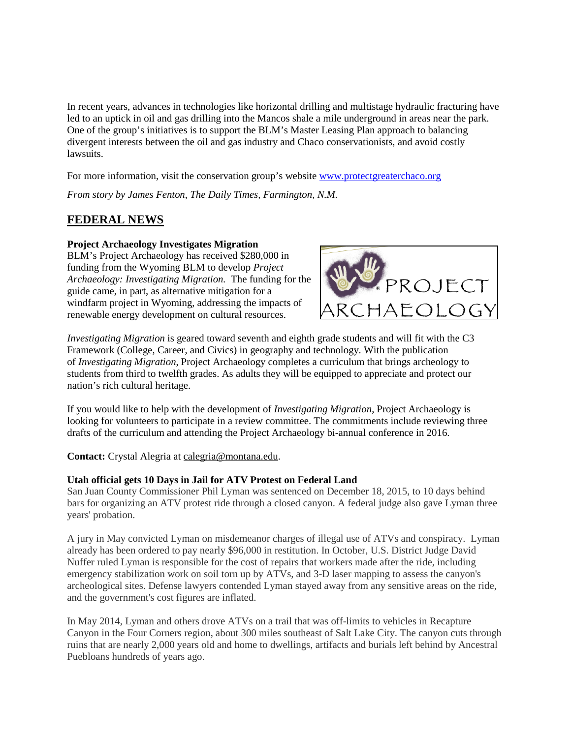In recent years, advances in technologies like horizontal drilling and multistage hydraulic fracturing have led to an uptick in oil and gas drilling into the Mancos shale a mile underground in areas near the park. One of the group's initiatives is to support the BLM's Master Leasing Plan approach to balancing divergent interests between the oil and gas industry and Chaco conservationists, and avoid costly lawsuits.

For more information, visit the conservation group's website [www.protectgreaterchaco.org](http://www.protectgreaterchaco.org)

*From story by James Fenton, The Daily Times, Farmington, N.M.*

## FEDERAL NEWS

**Project Archaeology Investigates Migration**

BLM's Project Archaeology has received $280,000 in funding from the Wyoming BLM to develop *Project Archaeology: Investigating Migration.* The funding for the guide came, in part, as alternative mitigation for a windfarm project in Wyoming, addressing the impacts of renewable energy development on cultural resources.

*Investigating Migration* is geared toward seventh and eighth grade students and will fit with the C3 Framework (College, Career, and Civics) in geography and technology. With the publication of *Investigating Migration*, Project Archaeology completes a curriculum that brings archeology to students from third to twelfth grades. As adults they will be equipped to appreciate and protect our nation's rich cultural heritage.

If you would like to help with the development of *Investigating Migration*, Project Archaeology is looking for volunteers to participate in a review committee. The commitments include reviewing three drafts of the curriculum and attending the Project Archaeology bi-annual conference in 2016.

**Contact:** Crystal Alegria at [calegria@montana.edu](mailto:calegria@montana.edu).

**Utah official gets 10 Days in Jail for ATV Protest on Federal Land**

San Juan County Commissioner Phil Lyman was sentenced on December 18, 2015, to 10 days behind bars for organizing an ATV protest ride through a closed canyon. A federal judge also gave Lyman three years' probation.

A jury in May convicted Lyman on misdemeanor charges of illegal use of ATVs and conspiracy. Lyman already has been ordered to pay nearly $96,000 in restitution. In October, U.S. District Judge David Nuffer ruled Lyman is responsible for the cost of repairs that workers made after the ride, including emergency stabilization work on soil torn up by ATVs, and 3-D laser mapping to assess the canyon's archeological sites. Defense lawyers contended Lyman stayed away from any sensitive areas on the ride, and the government's cost figures are inflated.

In May 2014, Lyman and others drove ATVs on a trail that was off-limits to vehicles in Recapture Canyon in the Four Corners region, about 300 miles southeast of Salt Lake City. The canyon cuts through ruins that are nearly 2,000 years old and home to dwellings, artifacts and burials left behind by Ancestral Puebloans hundreds of years ago.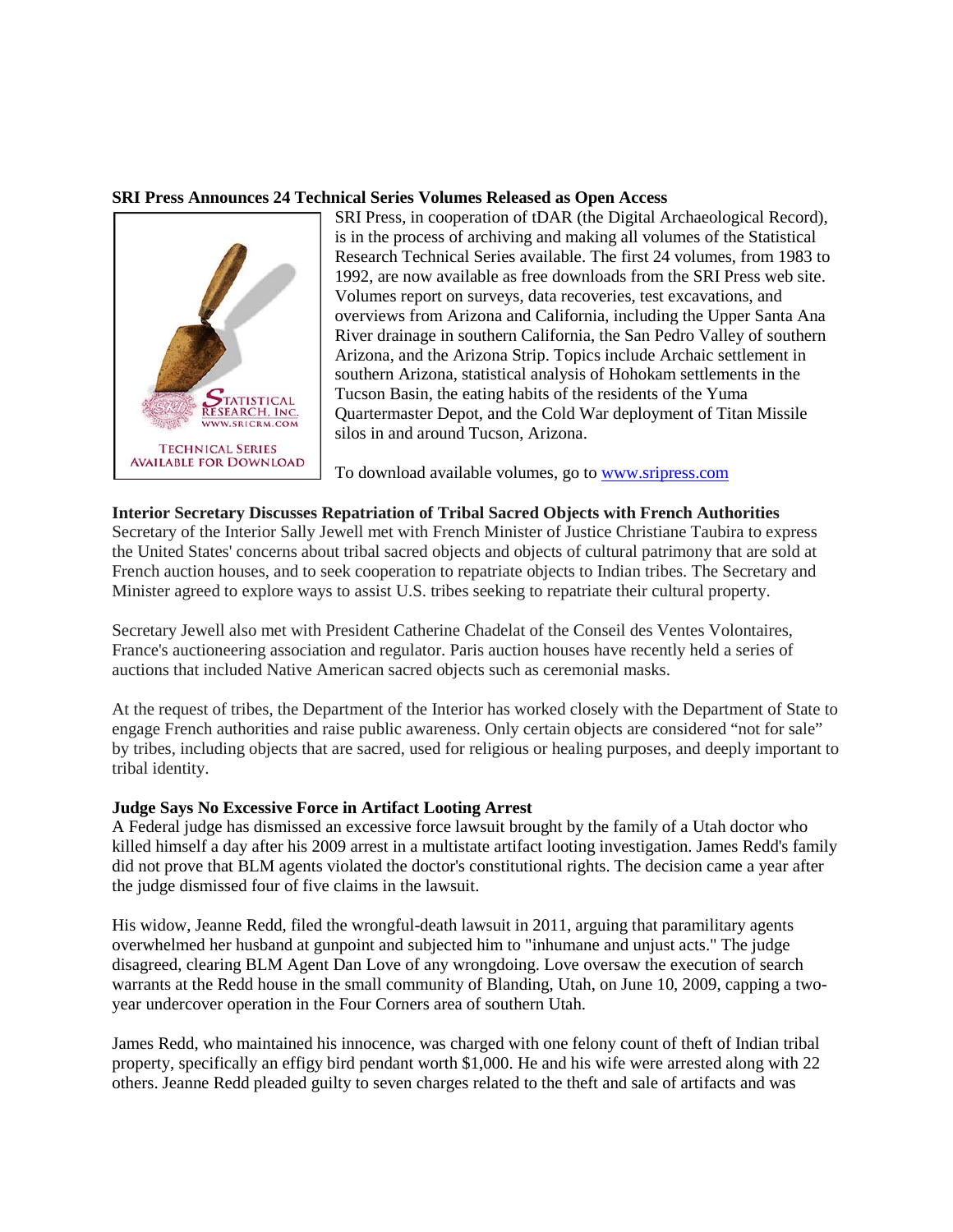**SRI Press Announces 24 Technical Series Volumes Released as Open Access**

SRI Press, in cooperation of tDAR (the Digital Archaeological Record), is in the process of archiving and making all volumes of the Statistical Research Technical Series available. The first 24 volumes, from 1983 to 1992, are now available as free downloads from the SRI Press web site. Volumes report on surveys, data recoveries, test excavations, and overviews from Arizona and California, including the Upper Santa Ana River drainage in southern California, the San Pedro Valley of southern Arizona, and the Arizona Strip. Topics include Archaic settlement in southern Arizona, statistical analysis of Hohokam settlements in the Tucson Basin, the eating habits of the residents of the Yuma Quartermaster Depot, and the Cold War deployment of Titan Missile silos in and around Tucson, Arizona.

To download available volumes, go to [www.sripress.com](www.sripress.com)

**Interior Secretary Discusses Repatriation of Tribal Sacred Objects with French Authorities**

Secretary of the Interior Sally Jewell met with French Minister of Justice Christiane Taubira to express the United States' concerns about tribal sacred objects and objects of cultural patrimony that are sold at French auction houses, and to seek cooperation to repatriate objects to Indian tribes. The Secretary and Minister agreed to explore ways to assist U.S. tribes seeking to repatriate their cultural property.

Secretary Jewell also met with President Catherine Chadelat of the Conseil des Ventes Volontaires, France's auctioneering association and regulator. Paris auction houses have recently held a series of auctions that included Native American sacred objects such as ceremonial masks.

At the request of tribes, the Department of the Interior has worked closely with the Department of State to engage French authorities and raise public awareness. Only certain objects are considered "not for sale" by tribes, including objects that are sacred, used for religious or healing purposes, and deeply important to tribal identity.

**Judge Says No Excessive Force in Artifact Looting Arrest**

A Federal judge has dismissed an excessive force lawsuit brought by the family of a Utah doctor who killed himself a day after his 2009 arrest in a multistate artifact looting investigation. James Redd's family did not prove that BLM agents violated the doctor's constitutional rights. The decision came a year after the judge dismissed four of five claims in the lawsuit.

His widow, Jeanne Redd, filed the wrongful-death lawsuit in 2011, arguing that paramilitary agents overwhelmed her husband at gunpoint and subjected him to "inhumane and unjust acts." The judge disagreed, clearing BLM Agent Dan Love of any wrongdoing. Love oversaw the execution of search warrants at the Redd house in the small community of Blanding, Utah, on June 10, 2009, capping a two-year undercover operation in the Four Corners area of southern Utah.

James Redd, who maintained his innocence, was charged with one felony count of theft of Indian tribal property, specifically an effigy bird pendant worth $1,000. He and his wife were arrested along with 22 others. Jeanne Redd pleaded guilty to seven charges related to the theft and sale of artifacts and was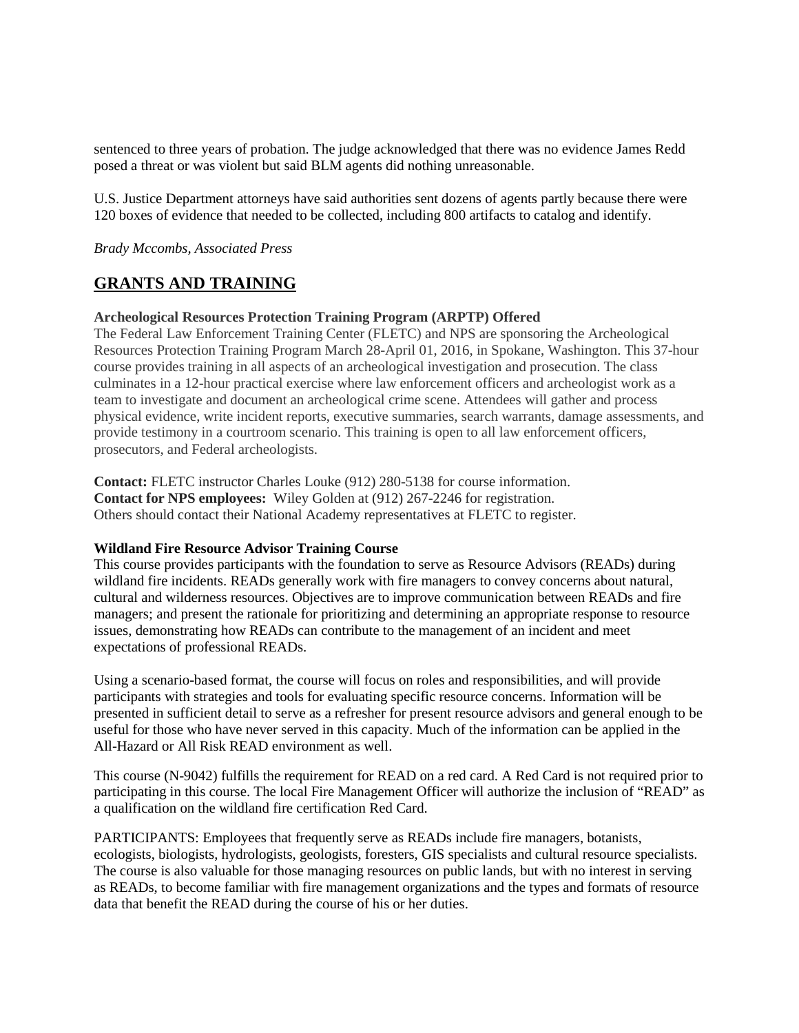sentenced to three years of probation. The judge acknowledged that there was no evidence James Redd posed a threat or was violent but said BLM agents did nothing unreasonable.

U.S. Justice Department attorneys have said authorities sent dozens of agents partly because there were 120 boxes of evidence that needed to be collected, including 800 artifacts to catalog and identify.

*Brady Mccombs, Associated Press*

## GRANTS AND TRAINING

**Archeological Resources Protection Training Program (ARPTP) Offered**

The Federal Law Enforcement Training Center (FLETC) and NPS are sponsoring the Archeological Resources Protection Training Program March 28-April 01, 2016, in Spokane, Washington. This 37-hour course provides training in all aspects of an archeological investigation and prosecution. The class culminates in a 12-hour practical exercise where law enforcement officers and archeologist work as a team to investigate and document an archeological crime scene. Attendees will gather and process physical evidence, write incident reports, executive summaries, search warrants, damage assessments, and provide testimony in a courtroom scenario. This training is open to all law enforcement officers, prosecutors, and Federal archeologists.

**Contact:** FLETC instructor Charles Louke (912) 280-5138 for course information.
**Contact for NPS employees:** Wiley Golden at (912) 267-2246 for registration.
Others should contact their National Academy representatives at FLETC to register.

**Wildland Fire Resource Advisor Training Course**

This course provides participants with the foundation to serve as Resource Advisors (READs) during wildland fire incidents. READs generally work with fire managers to convey concerns about natural, cultural and wilderness resources. Objectives are to improve communication between READs and fire managers; and present the rationale for prioritizing and determining an appropriate response to resource issues, demonstrating how READs can contribute to the management of an incident and meet expectations of professional READs.

Using a scenario-based format, the course will focus on roles and responsibilities, and will provide participants with strategies and tools for evaluating specific resource concerns. Information will be presented in sufficient detail to serve as a refresher for present resource advisors and general enough to be useful for those who have never served in this capacity. Much of the information can be applied in the All-Hazard or All Risk READ environment as well.

This course (N-9042) fulfills the requirement for READ on a red card. A Red Card is not required prior to participating in this course. The local Fire Management Officer will authorize the inclusion of "READ" as a qualification on the wildland fire certification Red Card.

PARTICIPANTS: Employees that frequently serve as READs include fire managers, botanists, ecologists, biologists, hydrologists, geologists, foresters, GIS specialists and cultural resource specialists. The course is also valuable for those managing resources on public lands, but with no interest in serving as READs, to become familiar with fire management organizations and the types and formats of resource data that benefit the READ during the course of his or her duties.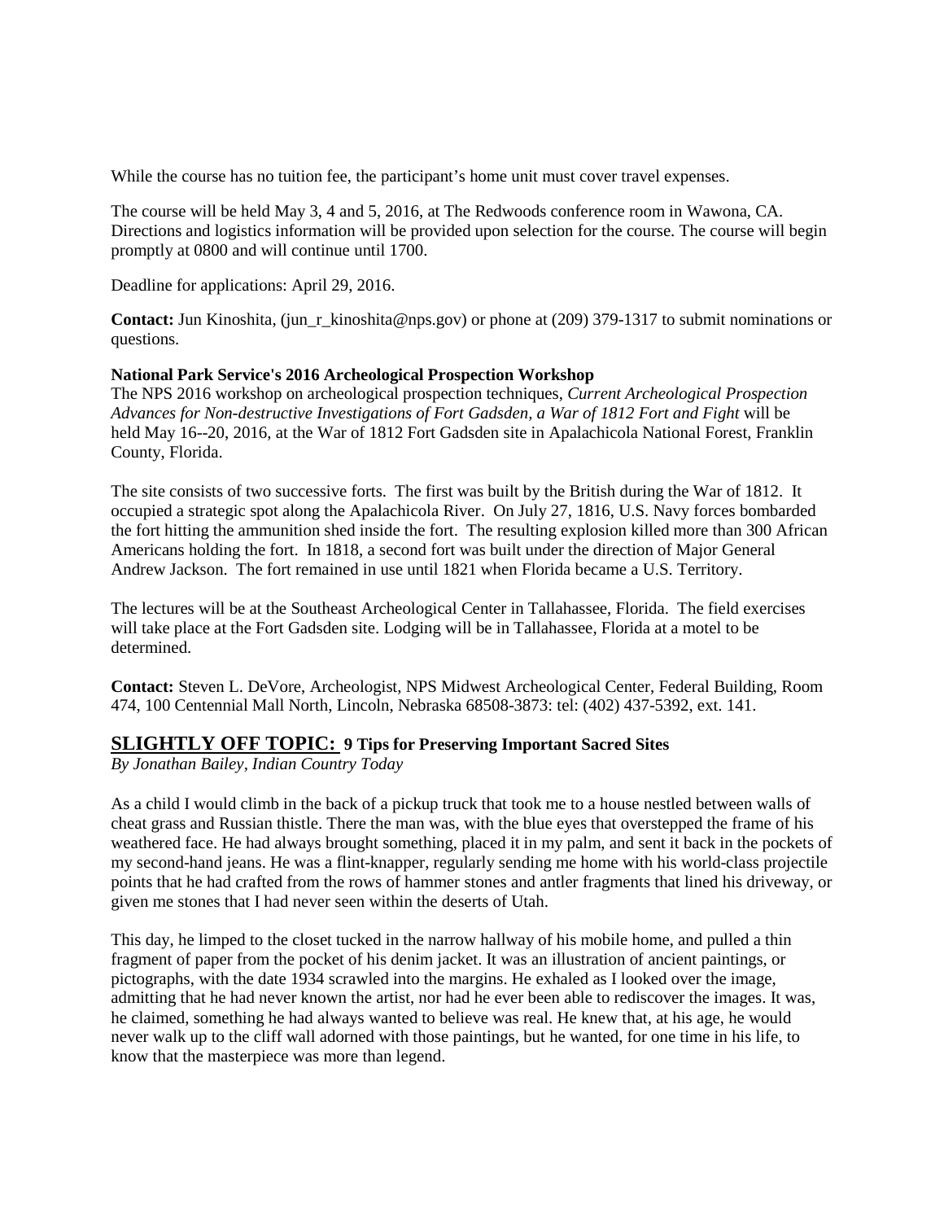While the course has no tuition fee, the participant's home unit must cover travel expenses.

The course will be held May 3, 4 and 5, 2016, at The Redwoods conference room in Wawona, CA. Directions and logistics information will be provided upon selection for the course. The course will begin promptly at 0800 and will continue until 1700.

Deadline for applications: April 29, 2016.

**Contact:** Jun Kinoshita, (jun_r_kinoshita@nps.gov) or phone at (209) 379-1317 to submit nominations or questions.

**National Park Service's 2016 Archeological Prospection Workshop**

The NPS 2016 workshop on archeological prospection techniques, *Current Archeological Prospection Advances for Non-destructive Investigations of Fort Gadsden, a War of 1812 Fort and Fight* will be held May 16--20, 2016, at the War of 1812 Fort Gadsden site in Apalachicola National Forest, Franklin County, Florida.

The site consists of two successive forts. The first was built by the British during the War of 1812. It occupied a strategic spot along the Apalachicola River. On July 27, 1816, U.S. Navy forces bombarded the fort hitting the ammunition shed inside the fort. The resulting explosion killed more than 300 African Americans holding the fort. In 1818, a second fort was built under the direction of Major General Andrew Jackson. The fort remained in use until 1821 when Florida became a U.S. Territory.

The lectures will be at the Southeast Archeological Center in Tallahassee, Florida. The field exercises will take place at the Fort Gadsden site. Lodging will be in Tallahassee, Florida at a motel to be determined.

**Contact:** Steven L. DeVore, Archeologist, NPS Midwest Archeological Center, Federal Building, Room 474, 100 Centennial Mall North, Lincoln, Nebraska 68508-3873: tel: (402) 437-5392, ext. 141.

## SLIGHTLY OFF TOPIC: 9 Tips for Preserving Important Sacred Sites

*By Jonathan Bailey, Indian Country Today*

As a child I would climb in the back of a pickup truck that took me to a house nestled between walls of cheat grass and Russian thistle. There the man was, with the blue eyes that overstepped the frame of his weathered face. He had always brought something, placed it in my palm, and sent it back in the pockets of my second-hand jeans. He was a flint-knapper, regularly sending me home with his world-class projectile points that he had crafted from the rows of hammer stones and antler fragments that lined his driveway, or given me stones that I had never seen within the deserts of Utah.

This day, he limped to the closet tucked in the narrow hallway of his mobile home, and pulled a thin fragment of paper from the pocket of his denim jacket. It was an illustration of ancient paintings, or pictographs, with the date 1934 scrawled into the margins. He exhaled as I looked over the image, admitting that he had never known the artist, nor had he ever been able to rediscover the images. It was, he claimed, something he had always wanted to believe was real. He knew that, at his age, he would never walk up to the cliff wall adorned with those paintings, but he wanted, for one time in his life, to know that the masterpiece was more than legend.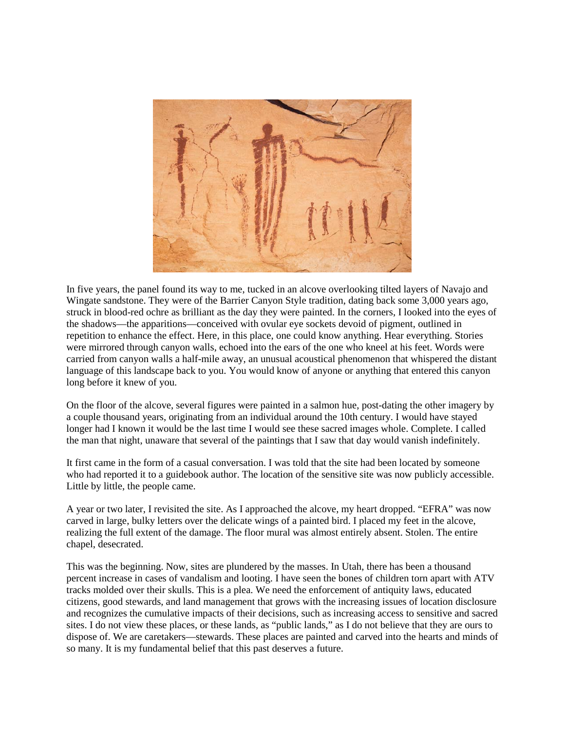In five years, the panel found its way to me, tucked in an alcove overlooking tilted layers of Navajo and Wingate sandstone. They were of the Barrier Canyon Style tradition, dating back some 3,000 years ago, struck in blood-red ochre as brilliant as the day they were painted. In the corners, I looked into the eyes of the shadows—the apparitions—conceived with ovular eye sockets devoid of pigment, outlined in repetition to enhance the effect. Here, in this place, one could know anything. Hear everything. Stories were mirrored through canyon walls, echoed into the ears of the one who kneel at his feet. Words were carried from canyon walls a half-mile away, an unusual acoustical phenomenon that whispered the distant language of this landscape back to you. You would know of anyone or anything that entered this canyon long before it knew of you.

On the floor of the alcove, several figures were painted in a salmon hue, post-dating the other imagery by a couple thousand years, originating from an individual around the 10th century. I would have stayed longer had I known it would be the last time I would see these sacred images whole. Complete. I called the man that night, unaware that several of the paintings that I saw that day would vanish indefinitely.

It first came in the form of a casual conversation. I was told that the site had been located by someone who had reported it to a guidebook author. The location of the sensitive site was now publicly accessible. Little by little, the people came.

A year or two later, I revisited the site. As I approached the alcove, my heart dropped. "EFRA" was now carved in large, bulky letters over the delicate wings of a painted bird. I placed my feet in the alcove, realizing the full extent of the damage. The floor mural was almost entirely absent. Stolen. The entire chapel, desecrated.

This was the beginning. Now, sites are plundered by the masses. In Utah, there has been a thousand percent increase in cases of vandalism and looting. I have seen the bones of children torn apart with ATV tracks molded over their skulls. This is a plea. We need the enforcement of antiquity laws, educated citizens, good stewards, and land management that grows with the increasing issues of location disclosure and recognizes the cumulative impacts of their decisions, such as increasing access to sensitive and sacred sites. I do not view these places, or these lands, as "public lands," as I do not believe that they are ours to dispose of. We are caretakers—stewards. These places are painted and carved into the hearts and minds of so many. It is my fundamental belief that this past deserves a future.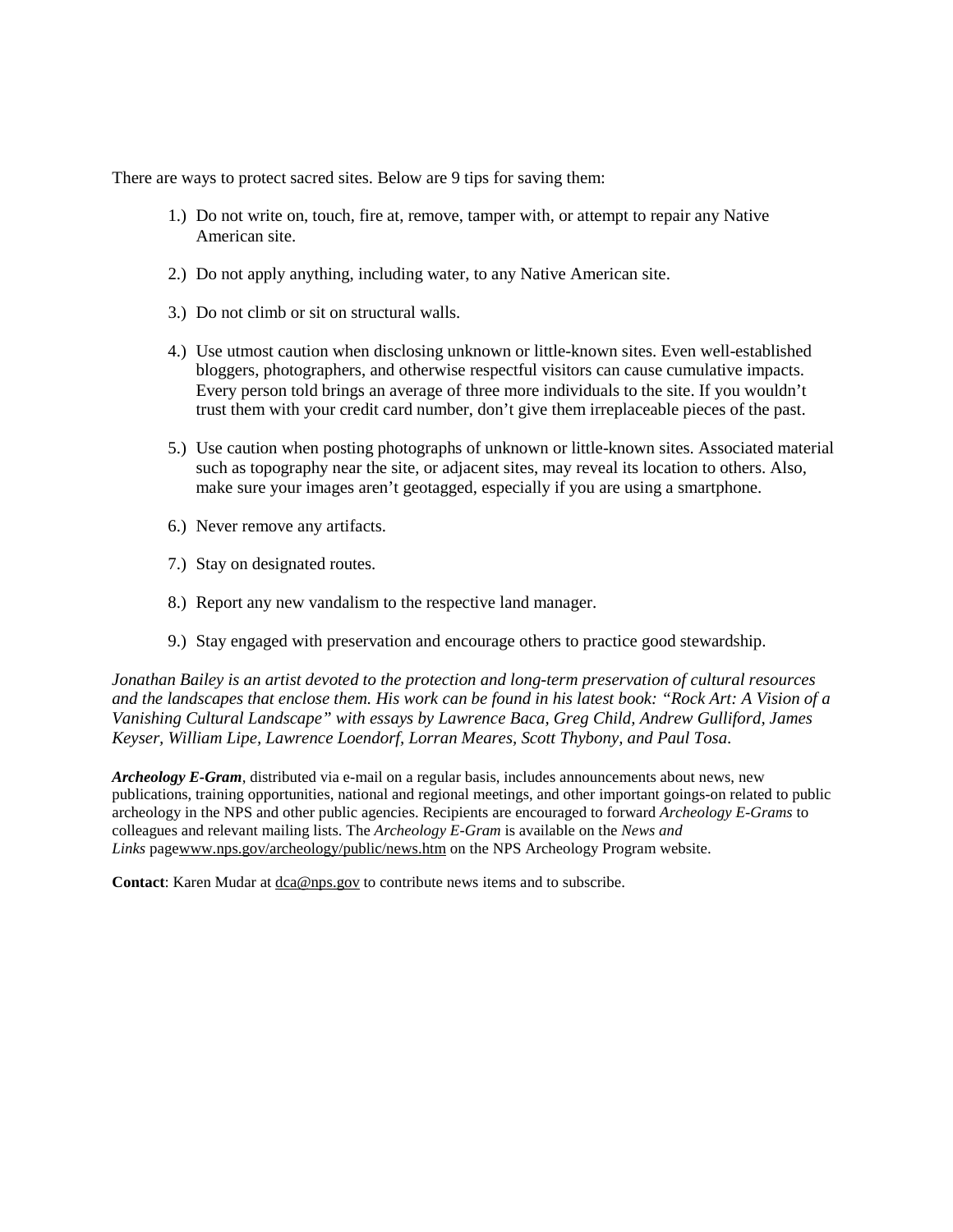There are ways to protect sacred sites. Below are 9 tips for saving them:

1.) Do not write on, touch, fire at, remove, tamper with, or attempt to repair any Native American site.

2.) Do not apply anything, including water, to any Native American site.

3.) Do not climb or sit on structural walls.

4.) Use utmost caution when disclosing unknown or little-known sites. Even well-established bloggers, photographers, and otherwise respectful visitors can cause cumulative impacts. Every person told brings an average of three more individuals to the site. If you wouldn't trust them with your credit card number, don't give them irreplaceable pieces of the past.

5.) Use caution when posting photographs of unknown or little-known sites. Associated material such as topography near the site, or adjacent sites, may reveal its location to others. Also, make sure your images aren't geotagged, especially if you are using a smartphone.

6.) Never remove any artifacts.

7.) Stay on designated routes.

8.) Report any new vandalism to the respective land manager.

9.) Stay engaged with preservation and encourage others to practice good stewardship.

*Jonathan Bailey is an artist devoted to the protection and long-term preservation of cultural resources and the landscapes that enclose them. His work can be found in his latest book: "Rock Art: A Vision of a Vanishing Cultural Landscape" with essays by Lawrence Baca, Greg Child, Andrew Gulliford, James Keyser, William Lipe, Lawrence Loendorf, Lorran Meares, Scott Thybony, and Paul Tosa.*

***Archeology E-Gram***, distributed via e-mail on a regular basis, includes announcements about news, new publications, training opportunities, national and regional meetings, and other important goings-on related to public archeology in the NPS and other public agencies. Recipients are encouraged to forward *Archeology E-Grams* to colleagues and relevant mailing lists. The *Archeology E-Gram* is available on the *News and Links* pagewww.nps.gov/archeology/public/news.htm on the NPS Archeology Program website.

**Contact**: Karen Mudar at dca@nps.gov to contribute news items and to subscribe.